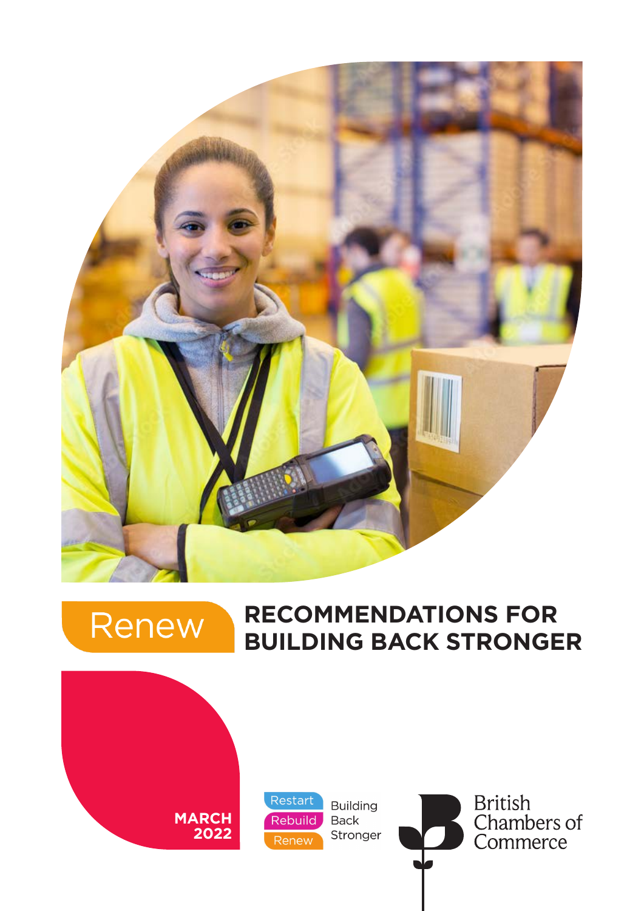Renew

# RECOMMENDATIONS FOR BUILDING BACK STRONGER

MARCH 2022

Restart
Rebuild
Renew

Building Back Stronger

British Chambers of Commerce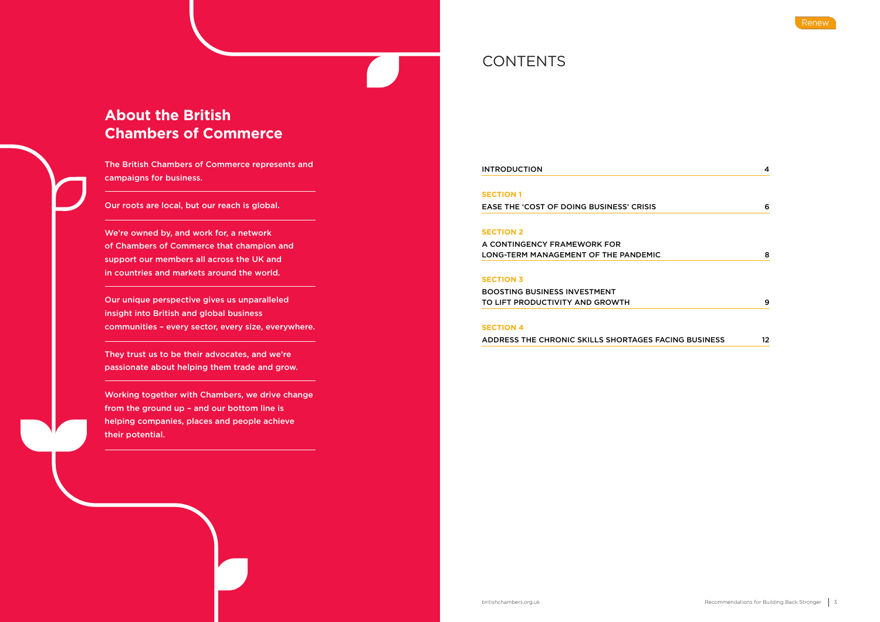## About the British Chambers of Commerce

The British Chambers of Commerce represents and campaigns for business.

Our roots are local, but our reach is global.

We're owned by, and work for, a network of Chambers of Commerce that champion and support our members all across the UK and in countries and markets around the world.

Our unique perspective gives us unparalleled insight into British and global business communities – every sector, every size, everywhere.

They trust us to be their advocates, and we're passionate about helping them trade and grow.

Working together with Chambers, we drive change from the ground up – and our bottom line is helping companies, places and people achieve their potential.

# CONTENTS

| | |
|---|---|
| INTRODUCTION | 4 |
| **SECTION 1** EASE THE 'COST OF DOING BUSINESS' CRISIS | 6 |
| **SECTION 2** A CONTINGENCY FRAMEWORK FOR LONG-TERM MANAGEMENT OF THE PANDEMIC | 8 |
| **SECTION 3** BOOSTING BUSINESS INVESTMENT TO LIFT PRODUCTIVITY AND GROWTH | 9 |
| **SECTION 4** ADDRESS THE CHRONIC SKILLS SHORTAGES FACING BUSINESS | 12 |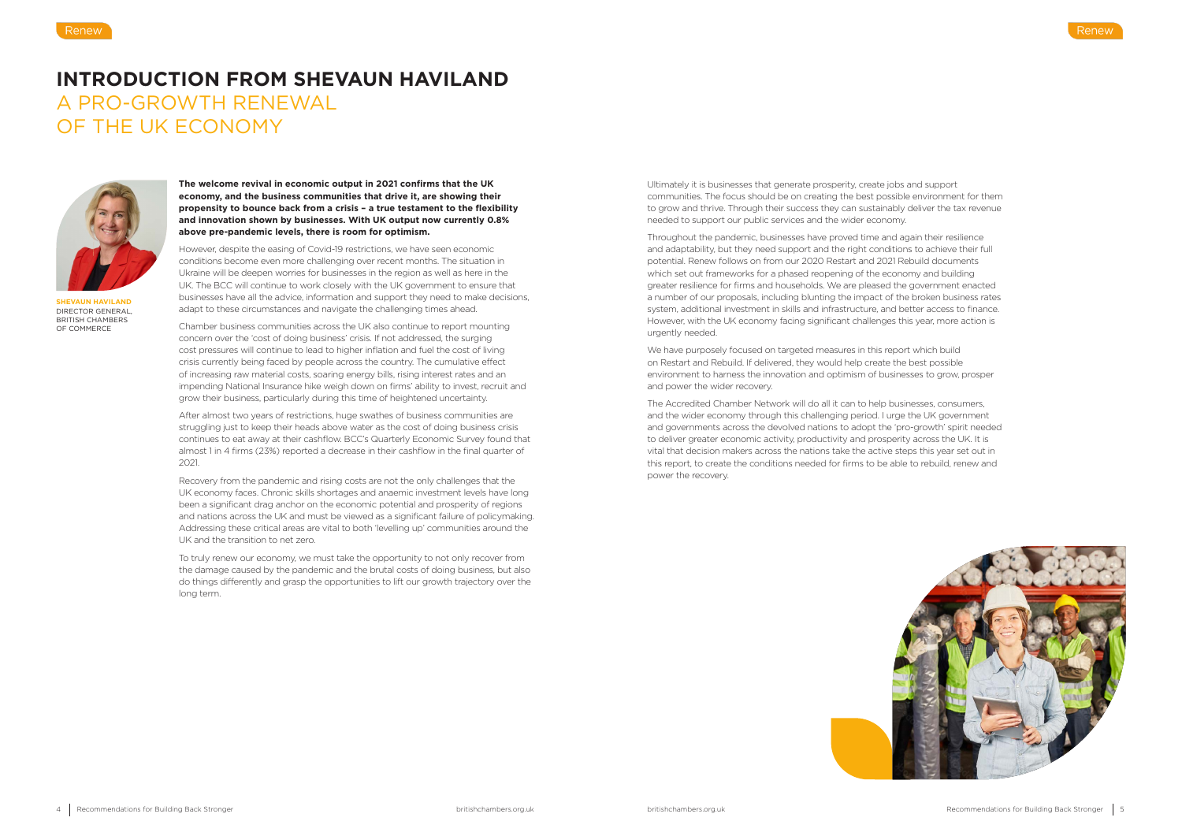# INTRODUCTION FROM SHEVAUN HAVILAND

## A PRO-GROWTH RENEWAL OF THE UK ECONOMY

**SHEVAUN HAVILAND**
DIRECTOR GENERAL, BRITISH CHAMBERS OF COMMERCE

**The welcome revival in economic output in 2021 confirms that the UK economy, and the business communities that drive it, are showing their propensity to bounce back from a crisis – a true testament to the flexibility and innovation shown by businesses. With UK output now currently 0.8% above pre-pandemic levels, there is room for optimism.**

However, despite the easing of Covid-19 restrictions, we have seen economic conditions become even more challenging over recent months. The situation in Ukraine will be deepen worries for businesses in the region as well as here in the UK. The BCC will continue to work closely with the UK government to ensure that businesses have all the advice, information and support they need to make decisions, adapt to these circumstances and navigate the challenging times ahead.

Chamber business communities across the UK also continue to report mounting concern over the 'cost of doing business' crisis. If not addressed, the surging cost pressures will continue to lead to higher inflation and fuel the cost of living crisis currently being faced by people across the country. The cumulative effect of increasing raw material costs, soaring energy bills, rising interest rates and an impending National Insurance hike weigh down on firms' ability to invest, recruit and grow their business, particularly during this time of heightened uncertainty.

After almost two years of restrictions, huge swathes of business communities are struggling just to keep their heads above water as the cost of doing business crisis continues to eat away at their cashflow. BCC's Quarterly Economic Survey found that almost 1 in 4 firms (23%) reported a decrease in their cashflow in the final quarter of 2021.

Recovery from the pandemic and rising costs are not the only challenges that the UK economy faces. Chronic skills shortages and anaemic investment levels have long been a significant drag anchor on the economic potential and prosperity of regions and nations across the UK and must be viewed as a significant failure of policymaking. Addressing these critical areas are vital to both 'levelling up' communities around the UK and the transition to net zero.

To truly renew our economy, we must take the opportunity to not only recover from the damage caused by the pandemic and the brutal costs of doing business, but also do things differently and grasp the opportunities to lift our growth trajectory over the long term.

Ultimately it is businesses that generate prosperity, create jobs and support communities. The focus should be on creating the best possible environment for them to grow and thrive. Through their success they can sustainably deliver the tax revenue needed to support our public services and the wider economy.

Throughout the pandemic, businesses have proved time and again their resilience and adaptability, but they need support and the right conditions to achieve their full potential. Renew follows on from our 2020 Restart and 2021 Rebuild documents which set out frameworks for a phased reopening of the economy and building greater resilience for firms and households. We are pleased the government enacted a number of our proposals, including blunting the impact of the broken business rates system, additional investment in skills and infrastructure, and better access to finance. However, with the UK economy facing significant challenges this year, more action is urgently needed.

We have purposely focused on targeted measures in this report which build on Restart and Rebuild. If delivered, they would help create the best possible environment to harness the innovation and optimism of businesses to grow, prosper and power the wider recovery.

The Accredited Chamber Network will do all it can to help businesses, consumers, and the wider economy through this challenging period. I urge the UK government and governments across the devolved nations to adopt the 'pro-growth' spirit needed to deliver greater economic activity, productivity and prosperity across the UK. It is vital that decision makers across the nations take the active steps this year set out in this report, to create the conditions needed for firms to be able to rebuild, renew and power the recovery.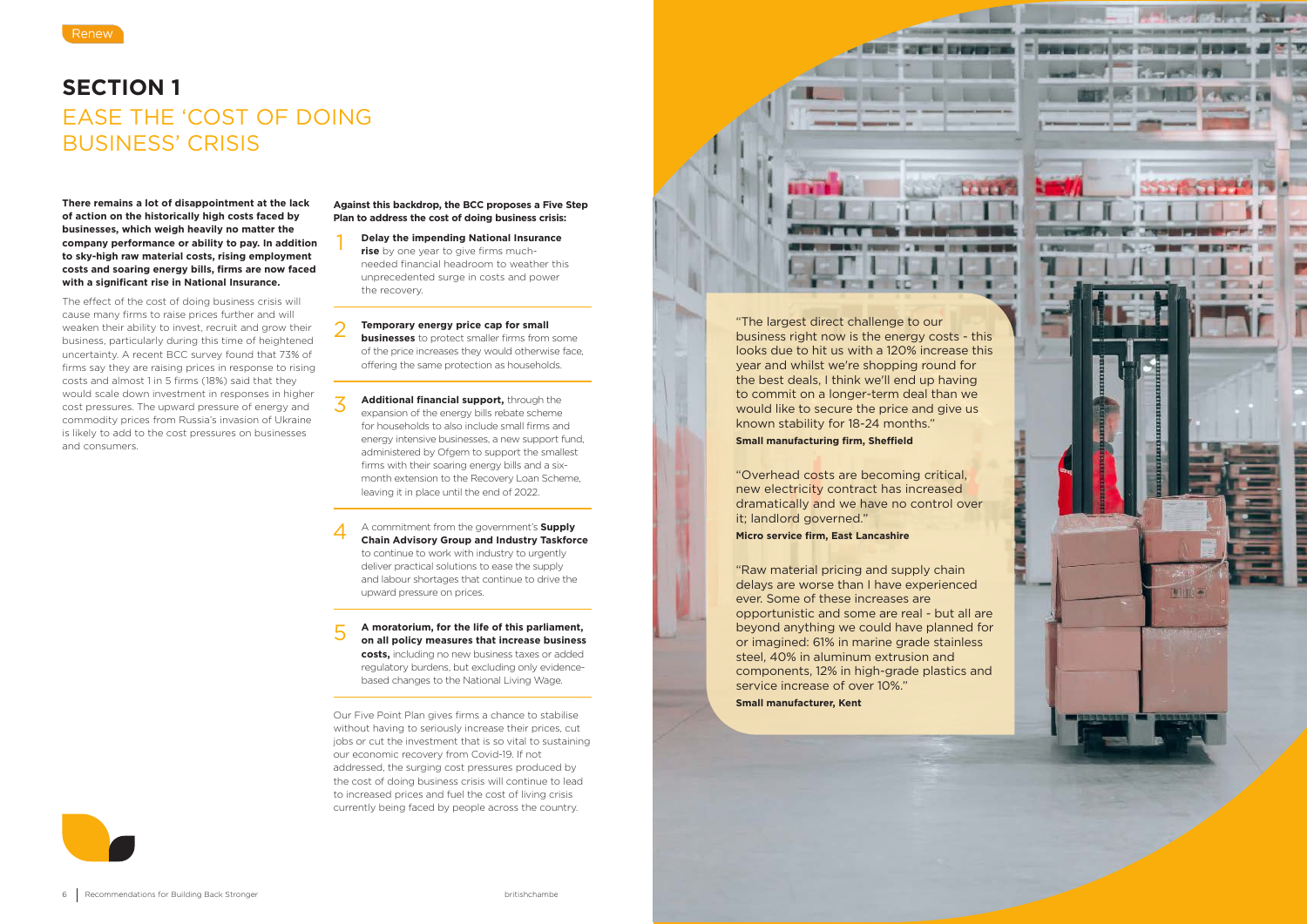Renew

# SECTION 1

## EASE THE 'COST OF DOING BUSINESS' CRISIS

**There remains a lot of disappointment at the lack of action on the historically high costs faced by businesses, which weigh heavily no matter the company performance or ability to pay. In addition to sky-high raw material costs, rising employment costs and soaring energy bills, firms are now faced with a significant rise in National Insurance.**

The effect of the cost of doing business crisis will cause many firms to raise prices further and will weaken their ability to invest, recruit and grow their business, particularly during this time of heightened uncertainty. A recent BCC survey found that 73% of firms say they are raising prices in response to rising costs and almost 1 in 5 firms (18%) said that they would scale down investment in responses in higher cost pressures. The upward pressure of energy and commodity prices from Russia's invasion of Ukraine is likely to add to the cost pressures on businesses and consumers.

**Against this backdrop, the BCC proposes a Five Step Plan to address the cost of doing business crisis:**

1. **Delay the impending National Insurance rise** by one year to give firms much-needed financial headroom to weather this unprecedented surge in costs and power the recovery.

2. **Temporary energy price cap for small businesses** to protect smaller firms from some of the price increases they would otherwise face, offering the same protection as households.

3. **Additional financial support,** through the expansion of the energy bills rebate scheme for households to also include small firms and energy intensive businesses, a new support fund, administered by Ofgem to support the smallest firms with their soaring energy bills and a six-month extension to the Recovery Loan Scheme, leaving it in place until the end of 2022.

4. A commitment from the government's **Supply Chain Advisory Group and Industry Taskforce** to continue to work with industry to urgently deliver practical solutions to ease the supply and labour shortages that continue to drive the upward pressure on prices.

5. **A moratorium, for the life of this parliament, on all policy measures that increase business costs,** including no new business taxes or added regulatory burdens, but excluding only evidence-based changes to the National Living Wage.

Our Five Point Plan gives firms a chance to stabilise without having to seriously increase their prices, cut jobs or cut the investment that is so vital to sustaining our economic recovery from Covid-19. If not addressed, the surging cost pressures produced by the cost of doing business crisis will continue to lead to increased prices and fuel the cost of living crisis currently being faced by people across the country.

"The largest direct challenge to our business right now is the energy costs - this looks due to hit us with a 120% increase this year and whilst we're shopping round for the best deals, I think we'll end up having to commit on a longer-term deal than we would like to secure the price and give us known stability for 18-24 months."

**Small manufacturing firm, Sheffield**

"Overhead costs are becoming critical, new electricity contract has increased dramatically and we have no control over it; landlord governed."

**Micro service firm, East Lancashire**

"Raw material pricing and supply chain delays are worse than I have experienced ever. Some of these increases are opportunistic and some are real - but all are beyond anything we could have planned for or imagined: 61% in marine grade stainless steel, 40% in aluminum extrusion and components, 12% in high-grade plastics and service increase of over 10%."

**Small manufacturer, Kent**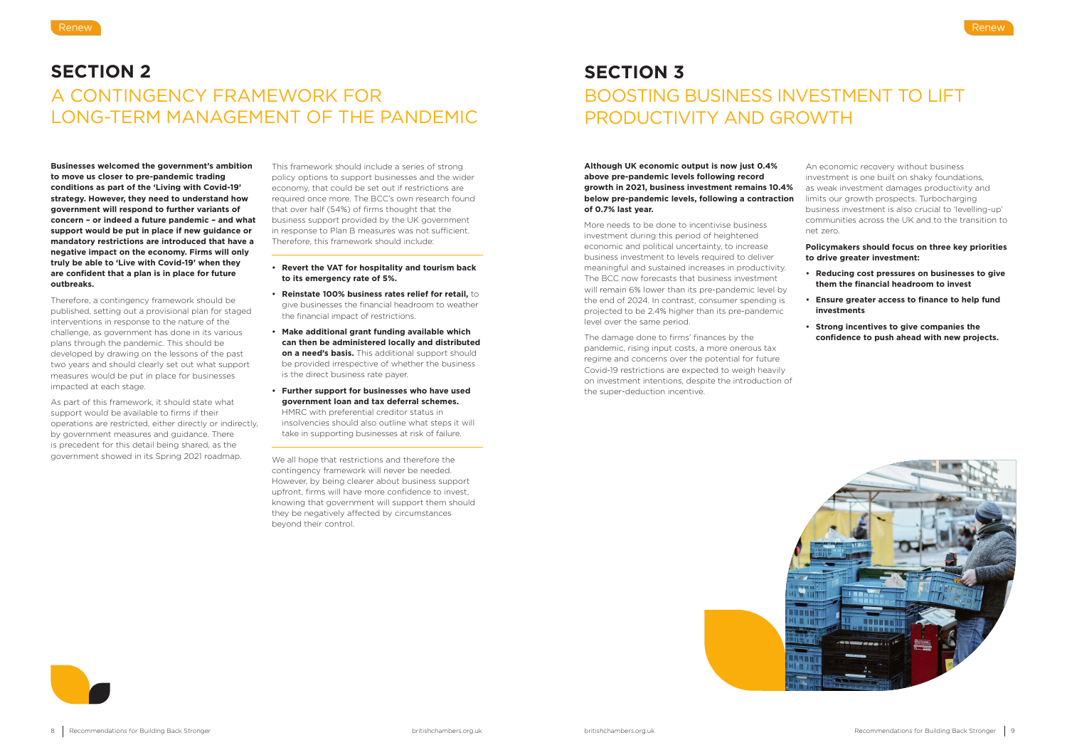# SECTION 2

## A CONTINGENCY FRAMEWORK FOR LONG-TERM MANAGEMENT OF THE PANDEMIC

**Businesses welcomed the government's ambition to move us closer to pre-pandemic trading conditions as part of the 'Living with Covid-19' strategy. However, they need to understand how government will respond to further variants of concern – or indeed a future pandemic – and what support would be put in place if new guidance or mandatory restrictions are introduced that have a negative impact on the economy. Firms will only truly be able to 'Live with Covid-19' when they are confident that a plan is in place for future outbreaks.**

Therefore, a contingency framework should be published, setting out a provisional plan for staged interventions in response to the nature of the challenge, as government has done in its various plans through the pandemic. This should be developed by drawing on the lessons of the past two years and should clearly set out what support measures would be put in place for businesses impacted at each stage.

As part of this framework, it should state what support would be available to firms if their operations are restricted, either directly or indirectly, by government measures and guidance. There is precedent for this detail being shared, as the government showed in its Spring 2021 roadmap.

This framework should include a series of strong policy options to support businesses and the wider economy, that could be set out if restrictions are required once more. The BCC's own research found that over half (54%) of firms thought that the business support provided by the UK government in response to Plan B measures was not sufficient. Therefore, this framework should include:

- **Revert the VAT for hospitality and tourism back to its emergency rate of 5%.**
- **Reinstate 100% business rates relief for retail,** to give businesses the financial headroom to weather the financial impact of restrictions.
- **Make additional grant funding available which can then be administered locally and distributed on a need's basis.** This additional support should be provided irrespective of whether the business is the direct business rate payer.
- **Further support for businesses who have used government loan and tax deferral schemes.** HMRC with preferential creditor status in insolvencies should also outline what steps it will take in supporting businesses at risk of failure.

We all hope that restrictions and therefore the contingency framework will never be needed. However, by being clearer about business support upfront, firms will have more confidence to invest, knowing that government will support them should they be negatively affected by circumstances beyond their control.

# SECTION 3

## BOOSTING BUSINESS INVESTMENT TO LIFT PRODUCTIVITY AND GROWTH

**Although UK economic output is now just 0.4% above pre-pandemic levels following record growth in 2021, business investment remains 10.4% below pre-pandemic levels, following a contraction of 0.7% last year.**

More needs to be done to incentivise business investment during this period of heightened economic and political uncertainty, to increase business investment to levels required to deliver meaningful and sustained increases in productivity. The BCC now forecasts that business investment will remain 6% lower than its pre-pandemic level by the end of 2024. In contrast, consumer spending is projected to be 2.4% higher than its pre-pandemic level over the same period.

The damage done to firms' finances by the pandemic, rising input costs, a more onerous tax regime and concerns over the potential for future Covid-19 restrictions are expected to weigh heavily on investment intentions, despite the introduction of the super-deduction incentive.

An economic recovery without business investment is one built on shaky foundations, as weak investment damages productivity and limits our growth prospects. Turbocharging business investment is also crucial to 'levelling-up' communities across the UK and to the transition to net zero.

**Policymakers should focus on three key priorities to drive greater investment:**

- **Reducing cost pressures on businesses to give them the financial headroom to invest**
- **Ensure greater access to finance to help fund investments**
- **Strong incentives to give companies the confidence to push ahead with new projects.**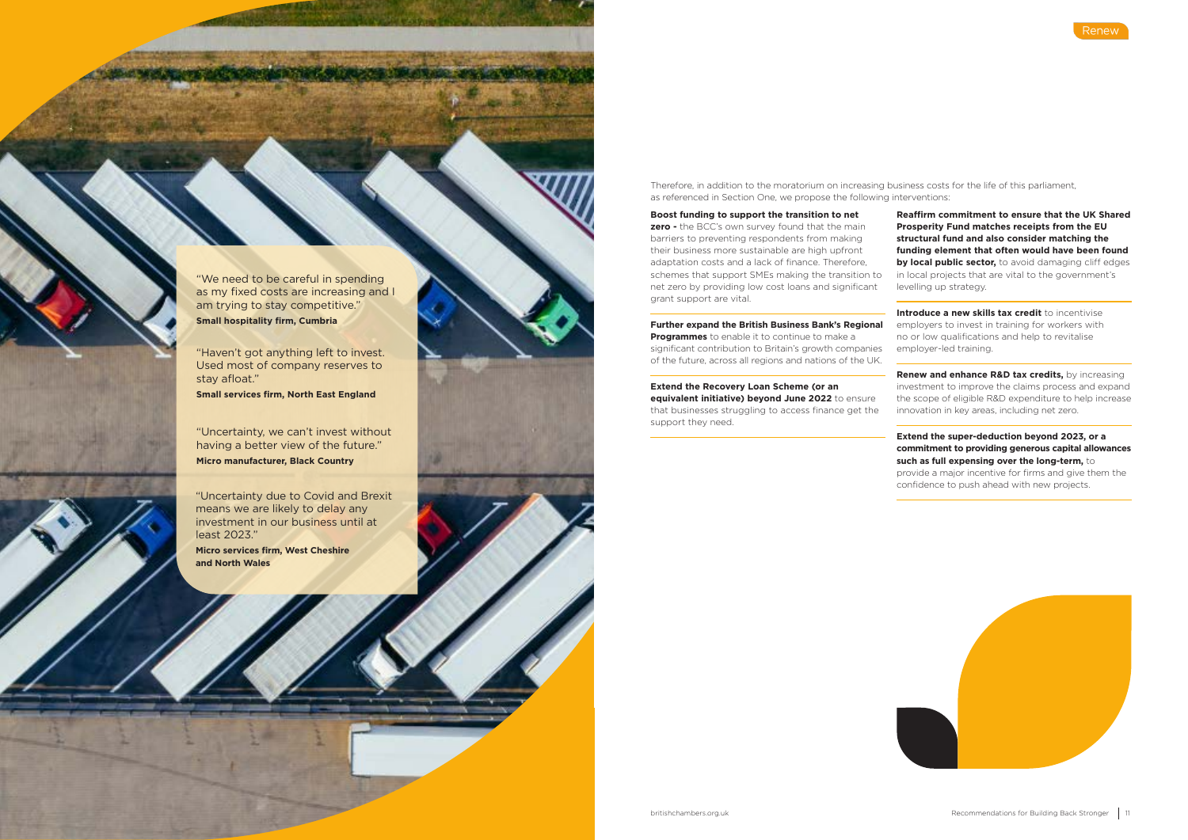> "We need to be careful in spending as my fixed costs are increasing and I am trying to stay competitive."
> **Small hospitality firm, Cumbria**

> "Haven't got anything left to invest. Used most of company reserves to stay afloat."
> **Small services firm, North East England**

> "Uncertainty, we can't invest without having a better view of the future."
> **Micro manufacturer, Black Country**

> "Uncertainty due to Covid and Brexit means we are likely to delay any investment in our business until at least 2023."
> **Micro services firm, West Cheshire and North Wales**

Therefore, in addition to the moratorium on increasing business costs for the life of this parliament, as referenced in Section One, we propose the following interventions:

**Boost funding to support the transition to net zero -** the BCC's own survey found that the main barriers to preventing respondents from making their business more sustainable are high upfront adaptation costs and a lack of finance. Therefore, schemes that support SMEs making the transition to net zero by providing low cost loans and significant grant support are vital.

**Further expand the British Business Bank's Regional Programmes** to enable it to continue to make a significant contribution to Britain's growth companies of the future, across all regions and nations of the UK.

**Extend the Recovery Loan Scheme (or an equivalent initiative) beyond June 2022** to ensure that businesses struggling to access finance get the support they need.

**Reaffirm commitment to ensure that the UK Shared Prosperity Fund matches receipts from the EU structural fund and also consider matching the funding element that often would have been found by local public sector,** to avoid damaging cliff edges in local projects that are vital to the government's levelling up strategy.

**Introduce a new skills tax credit** to incentivise employers to invest in training for workers with no or low qualifications and help to revitalise employer-led training.

**Renew and enhance R&D tax credits,** by increasing investment to improve the claims process and expand the scope of eligible R&D expenditure to help increase innovation in key areas, including net zero.

**Extend the super-deduction beyond 2023, or a commitment to providing generous capital allowances such as full expensing over the long-term,** to provide a major incentive for firms and give them the confidence to push ahead with new projects.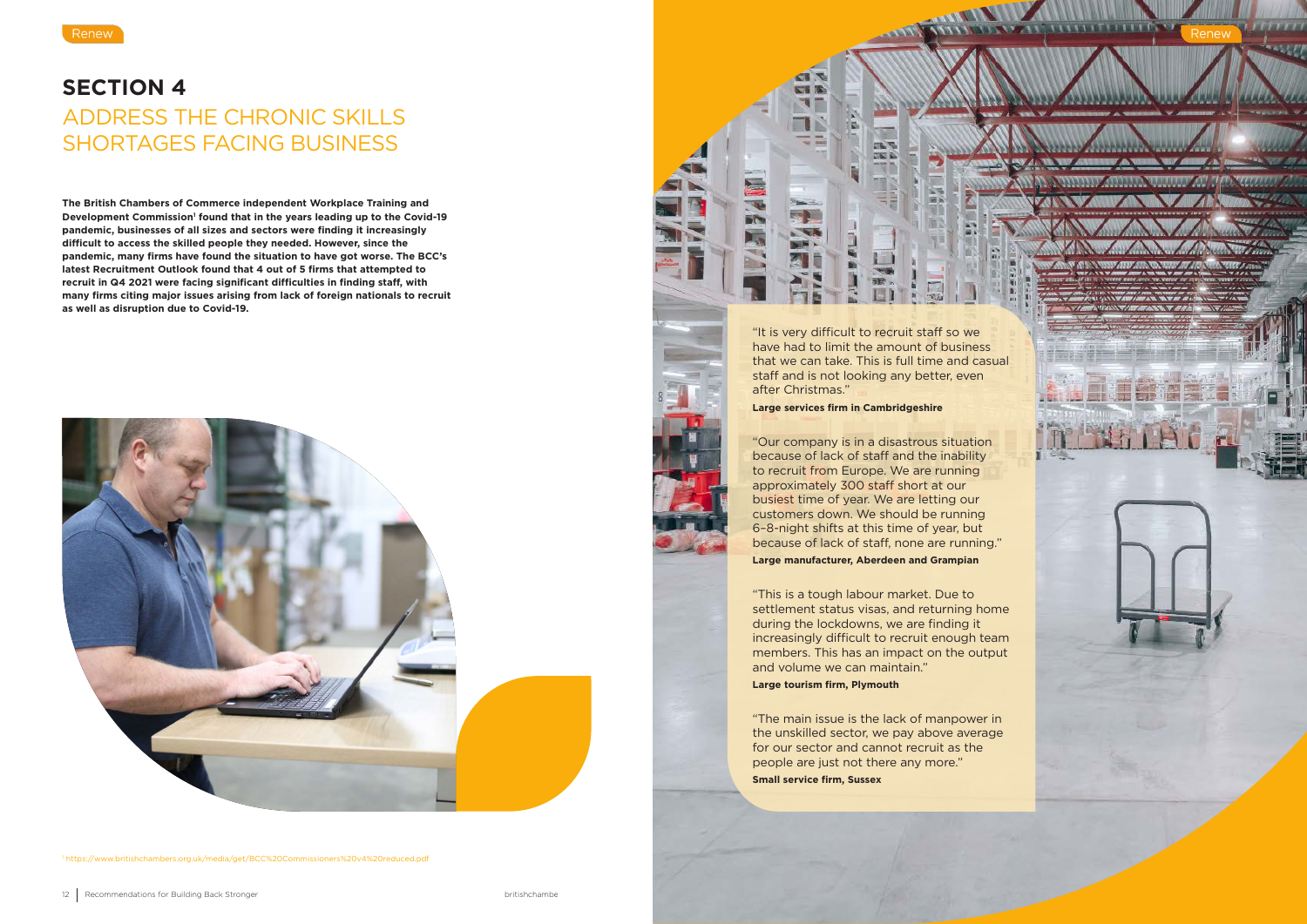# SECTION 4

## ADDRESS THE CHRONIC SKILLS SHORTAGES FACING BUSINESS

**The British Chambers of Commerce independent Workplace Training and Development Commission[1] found that in the years leading up to the Covid-19 pandemic, businesses of all sizes and sectors were finding it increasingly difficult to access the skilled people they needed. However, since the pandemic, many firms have found the situation to have got worse. The BCC's latest Recruitment Outlook found that 4 out of 5 firms that attempted to recruit in Q4 2021 were facing significant difficulties in finding staff, with many firms citing major issues arising from lack of foreign nationals to recruit as well as disruption due to Covid-19.**

"It is very difficult to recruit staff so we have had to limit the amount of business that we can take. This is full time and casual staff and is not looking any better, even after Christmas."

**Large services firm in Cambridgeshire**

"Our company is in a disastrous situation because of lack of staff and the inability to recruit from Europe. We are running approximately 300 staff short at our busiest time of year. We are letting our customers down. We should be running 6–8-night shifts at this time of year, but because of lack of staff, none are running."

**Large manufacturer, Aberdeen and Grampian**

"This is a tough labour market. Due to settlement status visas, and returning home during the lockdowns, we are finding it increasingly difficult to recruit enough team members. This has an impact on the output and volume we can maintain."

**Large tourism firm, Plymouth**

"The main issue is the lack of manpower in the unskilled sector, we pay above average for our sector and cannot recruit as the people are just not there any more."

**Small service firm, Sussex**

[1] https://www.britishchambers.org.uk/media/get/BCC%20Commissioners%20v4%20reduced.pdf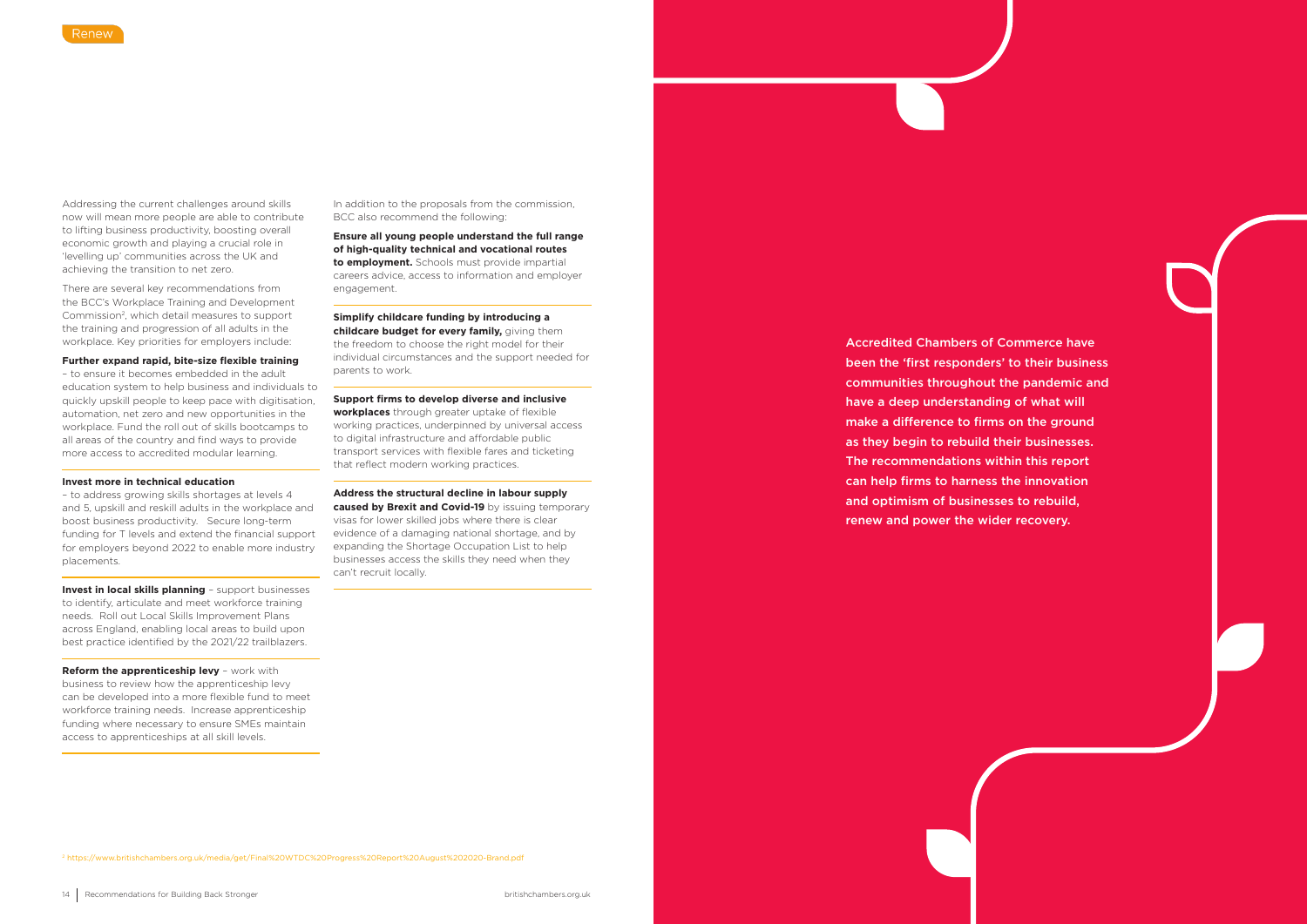Addressing the current challenges around skills now will mean more people are able to contribute to lifting business productivity, boosting overall economic growth and playing a crucial role in 'levelling up' communities across the UK and achieving the transition to net zero.

There are several key recommendations from the BCC's Workplace Training and Development Commission[2], which detail measures to support the training and progression of all adults in the workplace. Key priorities for employers include:

**Further expand rapid, bite-size flexible training** – to ensure it becomes embedded in the adult education system to help business and individuals to quickly upskill people to keep pace with digitisation, automation, net zero and new opportunities in the workplace. Fund the roll out of skills bootcamps to all areas of the country and find ways to provide more access to accredited modular learning.

**Invest more in technical education** – to address growing skills shortages at levels 4 and 5, upskill and reskill adults in the workplace and boost business productivity. Secure long-term funding for T levels and extend the financial support for employers beyond 2022 to enable more industry placements.

**Invest in local skills planning** – support businesses to identify, articulate and meet workforce training needs. Roll out Local Skills Improvement Plans across England, enabling local areas to build upon best practice identified by the 2021/22 trailblazers.

**Reform the apprenticeship levy** – work with business to review how the apprenticeship levy can be developed into a more flexible fund to meet workforce training needs. Increase apprenticeship funding where necessary to ensure SMEs maintain access to apprenticeships at all skill levels.

In addition to the proposals from the commission, BCC also recommend the following:

**Ensure all young people understand the full range of high-quality technical and vocational routes to employment.** Schools must provide impartial careers advice, access to information and employer engagement.

**Simplify childcare funding by introducing a childcare budget for every family,** giving them the freedom to choose the right model for their individual circumstances and the support needed for parents to work.

**Support firms to develop diverse and inclusive workplaces** through greater uptake of flexible working practices, underpinned by universal access to digital infrastructure and affordable public transport services with flexible fares and ticketing that reflect modern working practices.

**Address the structural decline in labour supply caused by Brexit and Covid-19** by issuing temporary visas for lower skilled jobs where there is clear evidence of a damaging national shortage, and by expanding the Shortage Occupation List to help businesses access the skills they need when they can't recruit locally.

Accredited Chambers of Commerce have been the 'first responders' to their business communities throughout the pandemic and have a deep understanding of what will make a difference to firms on the ground as they begin to rebuild their businesses. The recommendations within this report can help firms to harness the innovation and optimism of businesses to rebuild, renew and power the wider recovery.

[2] https://www.britishchambers.org.uk/media/get/Final%20WTDC%20Progress%20Report%20August%202020-Brand.pdf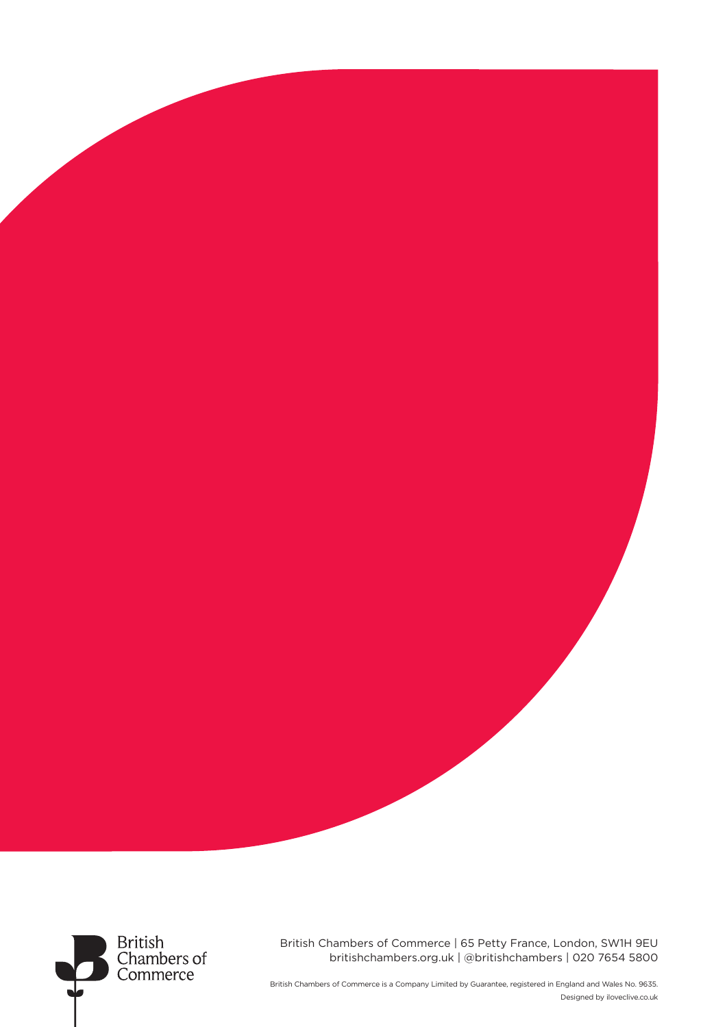British Chambers of Commerce

British Chambers of Commerce | 65 Petty France, London, SW1H 9EU
britishchambers.org.uk | @britishchambers | 020 7654 5800

British Chambers of Commerce is a Company Limited by Guarantee, registered in England and Wales No. 9635.
Designed by iloveclive.co.uk